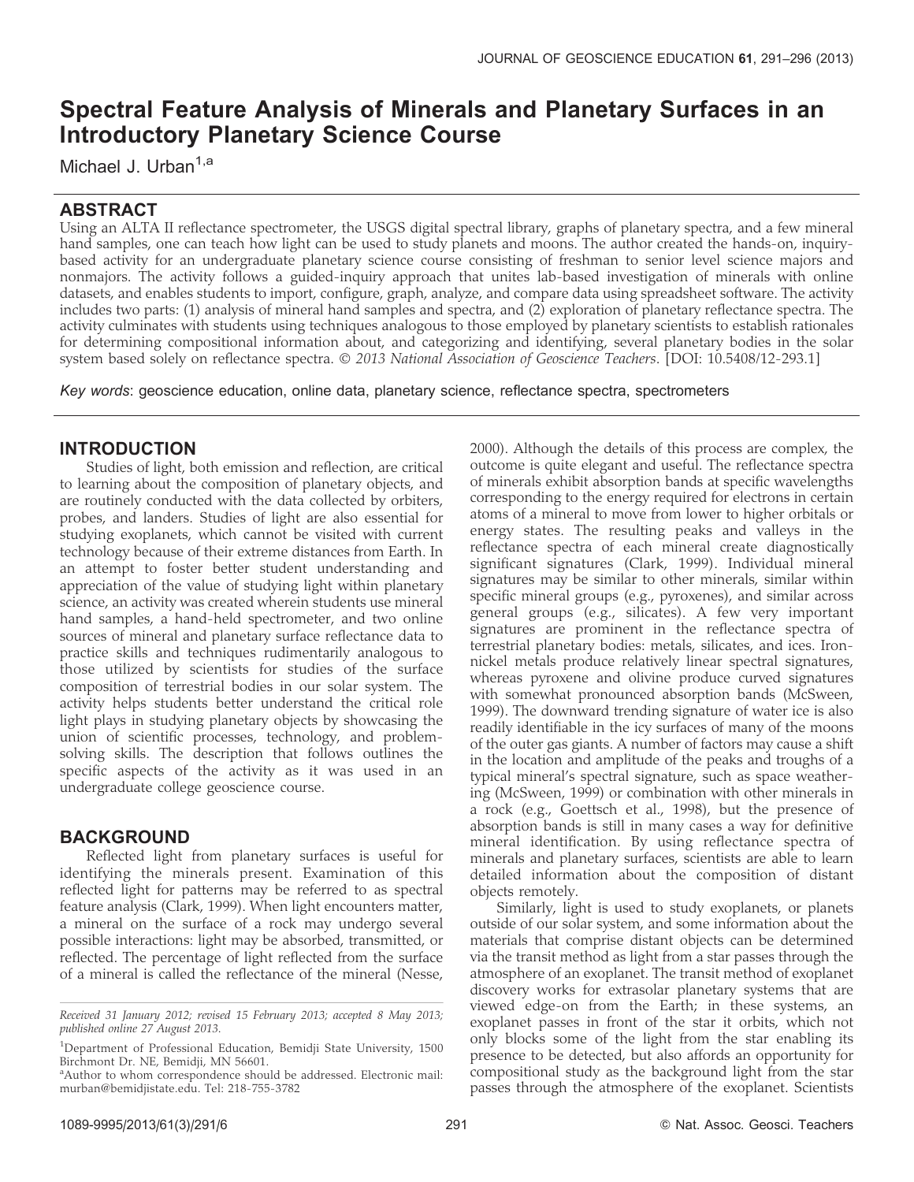# Spectral Feature Analysis of Minerals and Planetary Surfaces in an Introductory Planetary Science Course

Michael J. Urban[1,a]

## ABSTRACT

Using an ALTA II reflectance spectrometer, the USGS digital spectral library, graphs of planetary spectra, and a few mineral hand samples, one can teach how light can be used to study planets and moons. The author created the hands-on, inquiry-based activity for an undergraduate planetary science course consisting of freshman to senior level science majors and nonmajors. The activity follows a guided-inquiry approach that unites lab-based investigation of minerals with online datasets, and enables students to import, configure, graph, analyze, and compare data using spreadsheet software. The activity includes two parts: (1) analysis of mineral hand samples and spectra, and (2) exploration of planetary reflectance spectra. The activity culminates with students using techniques analogous to those employed by planetary scientists to establish rationales for determining compositional information about, and categorizing and identifying, several planetary bodies in the solar system based solely on reflectance spectra. *© 2013 National Association of Geoscience Teachers*. [DOI: 10.5408/12-293.1]

*Key words*: geoscience education, online data, planetary science, reflectance spectra, spectrometers

## INTRODUCTION

Studies of light, both emission and reflection, are critical to learning about the composition of planetary objects, and are routinely conducted with the data collected by orbiters, probes, and landers. Studies of light are also essential for studying exoplanets, which cannot be visited with current technology because of their extreme distances from Earth. In an attempt to foster better student understanding and appreciation of the value of studying light within planetary science, an activity was created wherein students use mineral hand samples, a hand-held spectrometer, and two online sources of mineral and planetary surface reflectance data to practice skills and techniques rudimentarily analogous to those utilized by scientists for studies of the surface composition of terrestrial bodies in our solar system. The activity helps students better understand the critical role light plays in studying planetary objects by showcasing the union of scientific processes, technology, and problem-solving skills. The description that follows outlines the specific aspects of the activity as it was used in an undergraduate college geoscience course.

## BACKGROUND

Reflected light from planetary surfaces is useful for identifying the minerals present. Examination of this reflected light for patterns may be referred to as spectral feature analysis (Clark, 1999). When light encounters matter, a mineral on the surface of a rock may undergo several possible interactions: light may be absorbed, transmitted, or reflected. The percentage of light reflected from the surface of a mineral is called the reflectance of the mineral (Nesse, 2000). Although the details of this process are complex, the outcome is quite elegant and useful. The reflectance spectra of minerals exhibit absorption bands at specific wavelengths corresponding to the energy required for electrons in certain atoms of a mineral to move from lower to higher orbitals or energy states. The resulting peaks and valleys in the reflectance spectra of each mineral create diagnostically significant signatures (Clark, 1999). Individual mineral signatures may be similar to other minerals, similar within specific mineral groups (e.g., pyroxenes), and similar across general groups (e.g., silicates). A few very important signatures are prominent in the reflectance spectra of terrestrial planetary bodies: metals, silicates, and ices. Iron-nickel metals produce relatively linear spectral signatures, whereas pyroxene and olivine produce curved signatures with somewhat pronounced absorption bands (McSween, 1999). The downward trending signature of water ice is also readily identifiable in the icy surfaces of many of the moons of the outer gas giants. A number of factors may cause a shift in the location and amplitude of the peaks and troughs of a typical mineral's spectral signature, such as space weathering (McSween, 1999) or combination with other minerals in a rock (e.g., Goettsch et al., 1998), but the presence of absorption bands is still in many cases a way for definitive mineral identification. By using reflectance spectra of minerals and planetary surfaces, scientists are able to learn detailed information about the composition of distant objects remotely.

Similarly, light is used to study exoplanets, or planets outside of our solar system, and some information about the materials that comprise distant objects can be determined via the transit method as light from a star passes through the atmosphere of an exoplanet. The transit method of exoplanet discovery works for extrasolar planetary systems that are viewed edge-on from the Earth; in these systems, an exoplanet passes in front of the star it orbits, which not only blocks some of the light from the star enabling its presence to be detected, but also affords an opportunity for compositional study as the background light from the star passes through the atmosphere of the exoplanet. Scientists

*Received 31 January 2012; revised 15 February 2013; accepted 8 May 2013; published online 27 August 2013.*

[1]Department of Professional Education, Bemidji State University, 1500 Birchmont Dr. NE, Bemidji, MN 56601.

[a]Author to whom correspondence should be addressed. Electronic mail: murban@bemidjistate.edu. Tel: 218-755-3782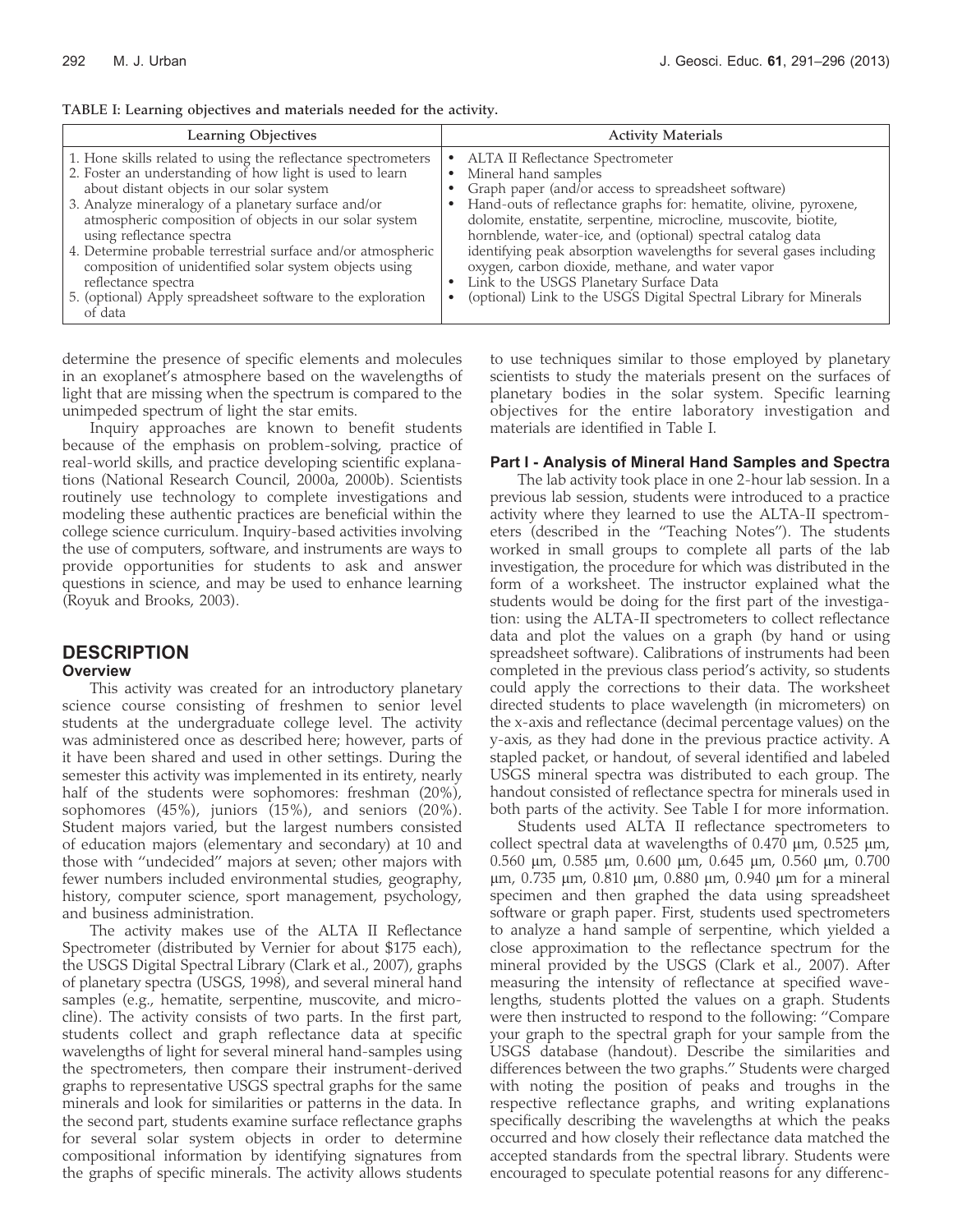TABLE I: Learning objectives and materials needed for the activity.

| Learning Objectives | Activity Materials |
| --- | --- |
| 1. Hone skills related to using the reflectance spectrometers<br>2. Foster an understanding of how light is used to learn about distant objects in our solar system<br>3. Analyze mineralogy of a planetary surface and/or atmospheric composition of objects in our solar system using reflectance spectra<br>4. Determine probable terrestrial surface and/or atmospheric composition of unidentified solar system objects using reflectance spectra<br>5. (optional) Apply spreadsheet software to the exploration of data | • ALTA II Reflectance Spectrometer<br>• Mineral hand samples<br>• Graph paper (and/or access to spreadsheet software)<br>• Hand-outs of reflectance graphs for: hematite, olivine, pyroxene, dolomite, enstatite, serpentine, microcline, muscovite, biotite, hornblende, water-ice, and (optional) spectral catalog data identifying peak absorption wavelengths for several gases including oxygen, carbon dioxide, methane, and water vapor<br>• Link to the USGS Planetary Surface Data<br>• (optional) Link to the USGS Digital Spectral Library for Minerals |

determine the presence of specific elements and molecules in an exoplanet's atmosphere based on the wavelengths of light that are missing when the spectrum is compared to the unimpeded spectrum of light the star emits.

Inquiry approaches are known to benefit students because of the emphasis on problem-solving, practice of real-world skills, and practice developing scientific explanations (National Research Council, 2000a, 2000b). Scientists routinely use technology to complete investigations and modeling these authentic practices are beneficial within the college science curriculum. Inquiry-based activities involving the use of computers, software, and instruments are ways to provide opportunities for students to ask and answer questions in science, and may be used to enhance learning (Royuk and Brooks, 2003).

## DESCRIPTION

### Overview

This activity was created for an introductory planetary science course consisting of freshmen to senior level students at the undergraduate college level. The activity was administered once as described here; however, parts of it have been shared and used in other settings. During the semester this activity was implemented in its entirety, nearly half of the students were sophomores: freshman (20%), sophomores (45%), juniors (15%), and seniors (20%). Student majors varied, but the largest numbers consisted of education majors (elementary and secondary) at 10 and those with "undecided" majors at seven; other majors with fewer numbers included environmental studies, geography, history, computer science, sport management, psychology, and business administration.

The activity makes use of the ALTA II Reflectance Spectrometer (distributed by Vernier for about \$175 each), the USGS Digital Spectral Library (Clark et al., 2007), graphs of planetary spectra (USGS, 1998), and several mineral hand samples (e.g., hematite, serpentine, muscovite, and microcline). The activity consists of two parts. In the first part, students collect and graph reflectance data at specific wavelengths of light for several mineral hand-samples using the spectrometers, then compare their instrument-derived graphs to representative USGS spectral graphs for the same minerals and look for similarities or patterns in the data. In the second part, students examine surface reflectance graphs for several solar system objects in order to determine compositional information by identifying signatures from the graphs of specific minerals. The activity allows students to use techniques similar to those employed by planetary scientists to study the materials present on the surfaces of planetary bodies in the solar system. Specific learning objectives for the entire laboratory investigation and materials are identified in Table I.

### Part I - Analysis of Mineral Hand Samples and Spectra

The lab activity took place in one 2-hour lab session. In a previous lab session, students were introduced to a practice activity where they learned to use the ALTA-II spectrometers (described in the "Teaching Notes"). The students worked in small groups to complete all parts of the lab investigation, the procedure for which was distributed in the form of a worksheet. The instructor explained what the students would be doing for the first part of the investigation: using the ALTA-II spectrometers to collect reflectance data and plot the values on a graph (by hand or using spreadsheet software). Calibrations of instruments had been completed in the previous class period's activity, so students could apply the corrections to their data. The worksheet directed students to place wavelength (in micrometers) on the x-axis and reflectance (decimal percentage values) on the y-axis, as they had done in the previous practice activity. A stapled packet, or handout, of several identified and labeled USGS mineral spectra was distributed to each group. The handout consisted of reflectance spectra for minerals used in both parts of the activity. See Table I for more information.

Students used ALTA II reflectance spectrometers to collect spectral data at wavelengths of 0.470 μm, 0.525 μm, 0.560 μm, 0.585 μm, 0.600 μm, 0.645 μm, 0.560 μm, 0.700 μm, 0.735 μm, 0.810 μm, 0.880 μm, 0.940 μm for a mineral specimen and then graphed the data using spreadsheet software or graph paper. First, students used spectrometers to analyze a hand sample of serpentine, which yielded a close approximation to the reflectance spectrum for the mineral provided by the USGS (Clark et al., 2007). After measuring the intensity of reflectance at specified wavelengths, students plotted the values on a graph. Students were then instructed to respond to the following: "Compare your graph to the spectral graph for your sample from the USGS database (handout). Describe the similarities and differences between the two graphs." Students were charged with noting the position of peaks and troughs in the respective reflectance graphs, and writing explanations specifically describing the wavelengths at which the peaks occurred and how closely their reflectance data matched the accepted standards from the spectral library. Students were encouraged to speculate potential reasons for any differenc-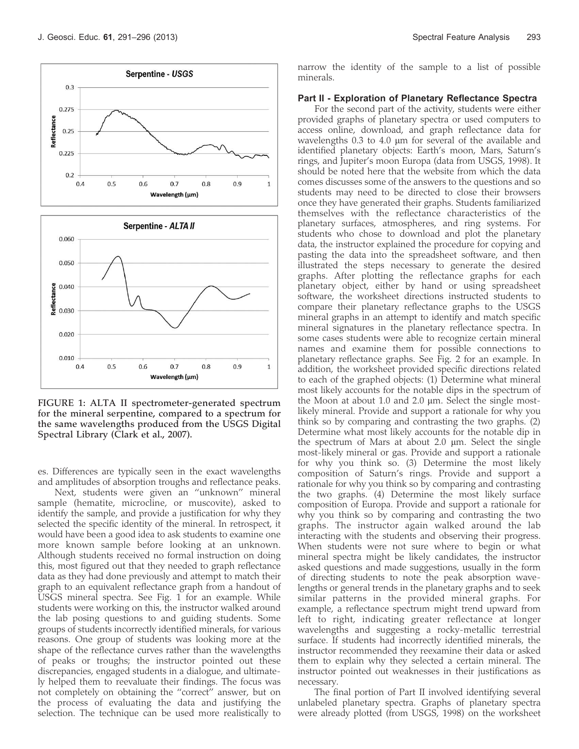FIGURE 1: ALTA II spectrometer-generated spectrum for the mineral serpentine, compared to a spectrum for the same wavelengths produced from the USGS Digital Spectral Library (Clark et al., 2007).

es. Differences are typically seen in the exact wavelengths and amplitudes of absorption troughs and reflectance peaks.

Next, students were given an "unknown" mineral sample (hematite, microcline, or muscovite), asked to identify the sample, and provide a justification for why they selected the specific identity of the mineral. In retrospect, it would have been a good idea to ask students to examine one more known sample before looking at an unknown. Although students received no formal instruction on doing this, most figured out that they needed to graph reflectance data as they had done previously and attempt to match their graph to an equivalent reflectance graph from a handout of USGS mineral spectra. See Fig. 1 for an example. While students were working on this, the instructor walked around the lab posing questions to and guiding students. Some groups of students incorrectly identified minerals, for various reasons. One group of students was looking more at the shape of the reflectance curves rather than the wavelengths of peaks or troughs; the instructor pointed out these discrepancies, engaged students in a dialogue, and ultimately helped them to reevaluate their findings. The focus was not completely on obtaining the "correct" answer, but on the process of evaluating the data and justifying the selection. The technique can be used more realistically to narrow the identity of the sample to a list of possible minerals.

### Part II - Exploration of Planetary Reflectance Spectra

For the second part of the activity, students were either provided graphs of planetary spectra or used computers to access online, download, and graph reflectance data for wavelengths 0.3 to 4.0 μm for several of the available and identified planetary objects: Earth's moon, Mars, Saturn's rings, and Jupiter's moon Europa (data from USGS, 1998). It should be noted here that the website from which the data comes discusses some of the answers to the questions and so students may need to be directed to close their browsers once they have generated their graphs. Students familiarized themselves with the reflectance characteristics of the planetary surfaces, atmospheres, and ring systems. For students who chose to download and plot the planetary data, the instructor explained the procedure for copying and pasting the data into the spreadsheet software, and then illustrated the steps necessary to generate the desired graphs. After plotting the reflectance graphs for each planetary object, either by hand or using spreadsheet software, the worksheet directions instructed students to compare their planetary reflectance graphs to the USGS mineral graphs in an attempt to identify and match specific mineral signatures in the planetary reflectance spectra. In some cases students were able to recognize certain mineral names and examine them for possible connections to planetary reflectance graphs. See Fig. 2 for an example. In addition, the worksheet provided specific directions related to each of the graphed objects: (1) Determine what mineral most likely accounts for the notable dips in the spectrum of the Moon at about 1.0 and 2.0 μm. Select the single most-likely mineral. Provide and support a rationale for why you think so by comparing and contrasting the two graphs. (2) Determine what most likely accounts for the notable dip in the spectrum of Mars at about 2.0 μm. Select the single most-likely mineral or gas. Provide and support a rationale for why you think so. (3) Determine the most likely composition of Saturn's rings. Provide and support a rationale for why you think so by comparing and contrasting the two graphs. (4) Determine the most likely surface composition of Europa. Provide and support a rationale for why you think so by comparing and contrasting the two graphs. The instructor again walked around the lab interacting with the students and observing their progress. When students were not sure where to begin or what mineral spectra might be likely candidates, the instructor asked questions and made suggestions, usually in the form of directing students to note the peak absorption wavelengths or general trends in the planetary graphs and to seek similar patterns in the provided mineral graphs. For example, a reflectance spectrum might trend upward from left to right, indicating greater reflectance at longer wavelengths and suggesting a rocky-metallic terrestrial surface. If students had incorrectly identified minerals, the instructor recommended they reexamine their data or asked them to explain why they selected a certain mineral. The instructor pointed out weaknesses in their justifications as necessary.

The final portion of Part II involved identifying several unlabeled planetary spectra. Graphs of planetary spectra were already plotted (from USGS, 1998) on the worksheet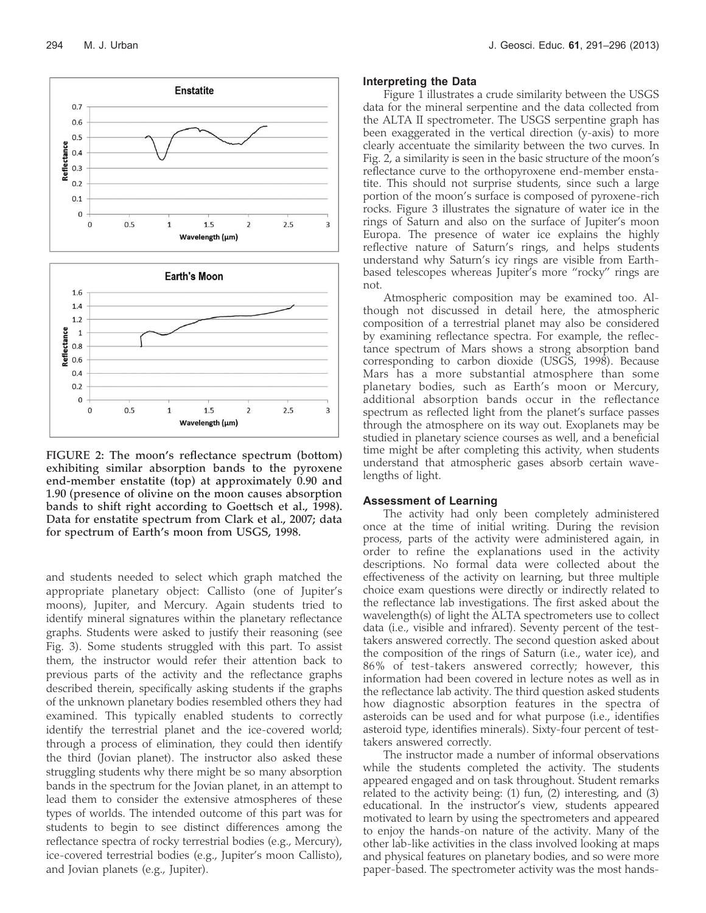FIGURE 2: The moon's reflectance spectrum (bottom) exhibiting similar absorption bands to the pyroxene end-member enstatite (top) at approximately 0.90 and 1.90 (presence of olivine on the moon causes absorption bands to shift right according to Goettsch et al., 1998). Data for enstatite spectrum from Clark et al., 2007; data for spectrum of Earth's moon from USGS, 1998.

and students needed to select which graph matched the appropriate planetary object: Callisto (one of Jupiter's moons), Jupiter, and Mercury. Again students tried to identify mineral signatures within the planetary reflectance graphs. Students were asked to justify their reasoning (see Fig. 3). Some students struggled with this part. To assist them, the instructor would refer their attention back to previous parts of the activity and the reflectance graphs described therein, specifically asking students if the graphs of the unknown planetary bodies resembled others they had examined. This typically enabled students to correctly identify the terrestrial planet and the ice-covered world; through a process of elimination, they could then identify the third (Jovian planet). The instructor also asked these struggling students why there might be so many absorption bands in the spectrum for the Jovian planet, in an attempt to lead them to consider the extensive atmospheres of these types of worlds. The intended outcome of this part was for students to begin to see distinct differences among the reflectance spectra of rocky terrestrial bodies (e.g., Mercury), ice-covered terrestrial bodies (e.g., Jupiter's moon Callisto), and Jovian planets (e.g., Jupiter).

### Interpreting the Data

Figure 1 illustrates a crude similarity between the USGS data for the mineral serpentine and the data collected from the ALTA II spectrometer. The USGS serpentine graph has been exaggerated in the vertical direction (y-axis) to more clearly accentuate the similarity between the two curves. In Fig. 2, a similarity is seen in the basic structure of the moon's reflectance curve to the orthopyroxene end-member enstatite. This should not surprise students, since such a large portion of the moon's surface is composed of pyroxene-rich rocks. Figure 3 illustrates the signature of water ice in the rings of Saturn and also on the surface of Jupiter's moon Europa. The presence of water ice explains the highly reflective nature of Saturn's rings, and helps students understand why Saturn's icy rings are visible from Earth-based telescopes whereas Jupiter's more "rocky" rings are not.

Atmospheric composition may be examined too. Although not discussed in detail here, the atmospheric composition of a terrestrial planet may also be considered by examining reflectance spectra. For example, the reflectance spectrum of Mars shows a strong absorption band corresponding to carbon dioxide (USGS, 1998). Because Mars has a more substantial atmosphere than some planetary bodies, such as Earth's moon or Mercury, additional absorption bands occur in the reflectance spectrum as reflected light from the planet's surface passes through the atmosphere on its way out. Exoplanets may be studied in planetary science courses as well, and a beneficial time might be after completing this activity, when students understand that atmospheric gases absorb certain wavelengths of light.

### Assessment of Learning

The activity had only been completely administered once at the time of initial writing. During the revision process, parts of the activity were administered again, in order to refine the explanations used in the activity descriptions. No formal data were collected about the effectiveness of the activity on learning, but three multiple choice exam questions were directly or indirectly related to the reflectance lab investigations. The first asked about the wavelength(s) of light the ALTA spectrometers use to collect data (i.e., visible and infrared). Seventy percent of the test-takers answered correctly. The second question asked about the composition of the rings of Saturn (i.e., water ice), and 86% of test-takers answered correctly; however, this information had been covered in lecture notes as well as in the reflectance lab activity. The third question asked students how diagnostic absorption features in the spectra of asteroids can be used and for what purpose (i.e., identifies asteroid type, identifies minerals). Sixty-four percent of test-takers answered correctly.

The instructor made a number of informal observations while the students completed the activity. The students appeared engaged and on task throughout. Student remarks related to the activity being: (1) fun, (2) interesting, and (3) educational. In the instructor's view, students appeared motivated to learn by using the spectrometers and appeared to enjoy the hands-on nature of the activity. Many of the other lab-like activities in the class involved looking at maps and physical features on planetary bodies, and so were more paper-based. The spectrometer activity was the most hands-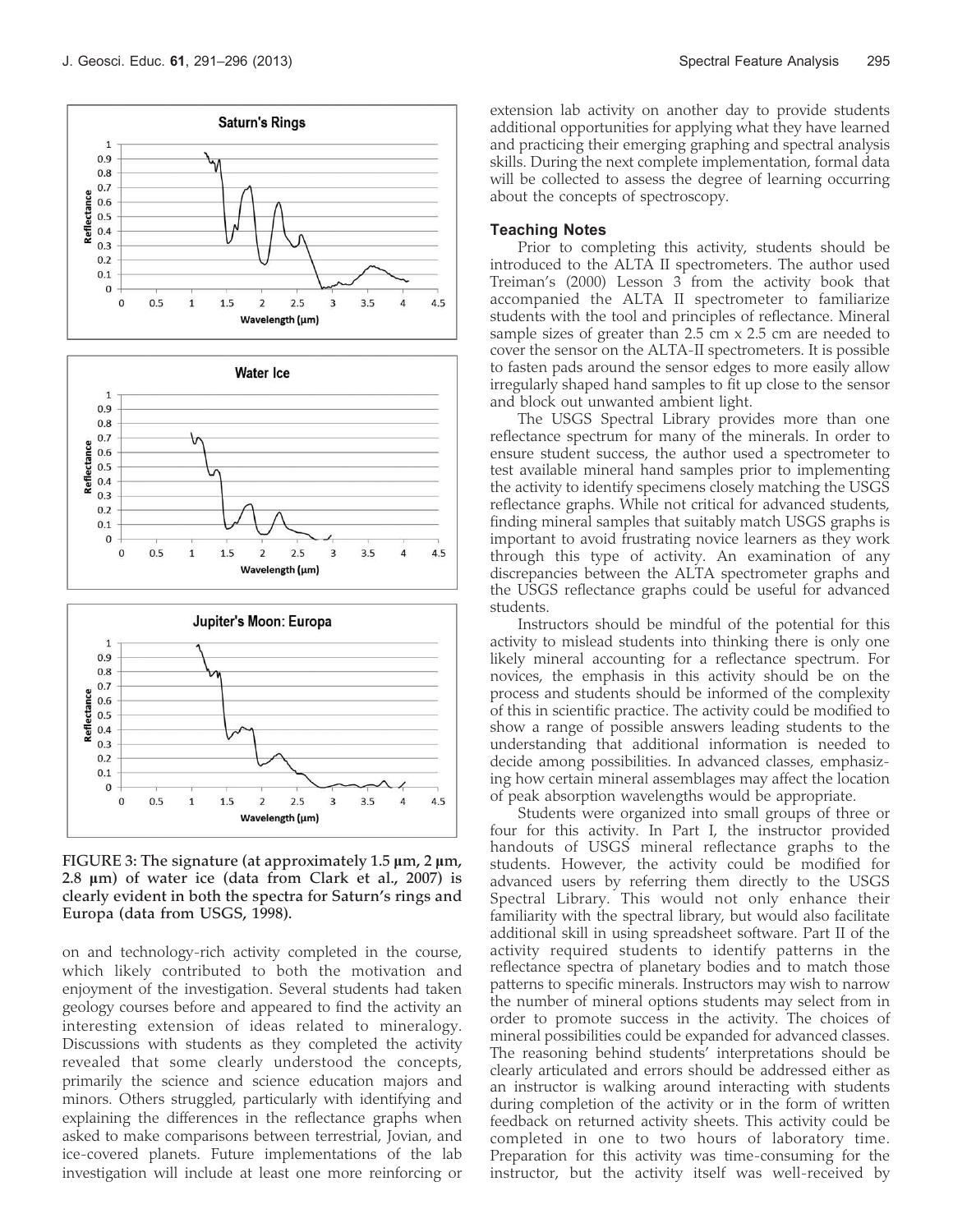FIGURE 3: The signature (at approximately 1.5 µm, 2 µm, 2.8 µm) of water ice (data from Clark et al., 2007) is clearly evident in both the spectra for Saturn's rings and Europa (data from USGS, 1998).

on and technology-rich activity completed in the course, which likely contributed to both the motivation and enjoyment of the investigation. Several students had taken geology courses before and appeared to find the activity an interesting extension of ideas related to mineralogy. Discussions with students as they completed the activity revealed that some clearly understood the concepts, primarily the science and science education majors and minors. Others struggled, particularly with identifying and explaining the differences in the reflectance graphs when asked to make comparisons between terrestrial, Jovian, and ice-covered planets. Future implementations of the lab investigation will include at least one more reinforcing or extension lab activity on another day to provide students additional opportunities for applying what they have learned and practicing their emerging graphing and spectral analysis skills. During the next complete implementation, formal data will be collected to assess the degree of learning occurring about the concepts of spectroscopy.

### Teaching Notes

Prior to completing this activity, students should be introduced to the ALTA II spectrometers. The author used Treiman's (2000) Lesson 3 from the activity book that accompanied the ALTA II spectrometer to familiarize students with the tool and principles of reflectance. Mineral sample sizes of greater than 2.5 cm x 2.5 cm are needed to cover the sensor on the ALTA-II spectrometers. It is possible to fasten pads around the sensor edges to more easily allow irregularly shaped hand samples to fit up close to the sensor and block out unwanted ambient light.

The USGS Spectral Library provides more than one reflectance spectrum for many of the minerals. In order to ensure student success, the author used a spectrometer to test available mineral hand samples prior to implementing the activity to identify specimens closely matching the USGS reflectance graphs. While not critical for advanced students, finding mineral samples that suitably match USGS graphs is important to avoid frustrating novice learners as they work through this type of activity. An examination of any discrepancies between the ALTA spectrometer graphs and the USGS reflectance graphs could be useful for advanced students.

Instructors should be mindful of the potential for this activity to mislead students into thinking there is only one likely mineral accounting for a reflectance spectrum. For novices, the emphasis in this activity should be on the process and students should be informed of the complexity of this in scientific practice. The activity could be modified to show a range of possible answers leading students to the understanding that additional information is needed to decide among possibilities. In advanced classes, emphasizing how certain mineral assemblages may affect the location of peak absorption wavelengths would be appropriate.

Students were organized into small groups of three or four for this activity. In Part I, the instructor provided handouts of USGS mineral reflectance graphs to the students. However, the activity could be modified for advanced users by referring them directly to the USGS Spectral Library. This would not only enhance their familiarity with the spectral library, but would also facilitate additional skill in using spreadsheet software. Part II of the activity required students to identify patterns in the reflectance spectra of planetary bodies and to match those patterns to specific minerals. Instructors may wish to narrow the number of mineral options students may select from in order to promote success in the activity. The choices of mineral possibilities could be expanded for advanced classes. The reasoning behind students' interpretations should be clearly articulated and errors should be addressed either as an instructor is walking around interacting with students during completion of the activity or in the form of written feedback on returned activity sheets. This activity could be completed in one to two hours of laboratory time. Preparation for this activity was time-consuming for the instructor, but the activity itself was well-received by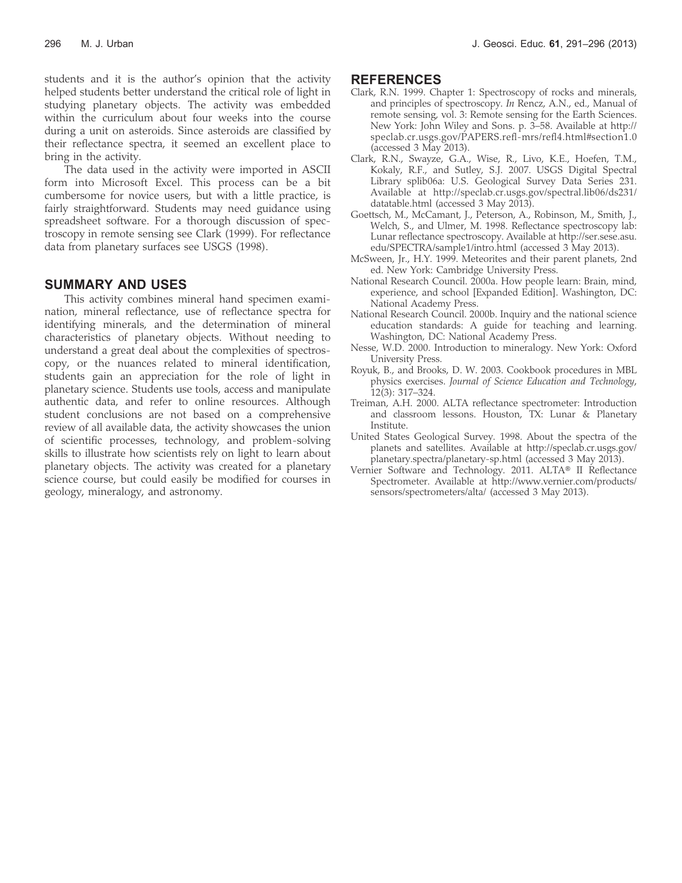students and it is the author's opinion that the activity helped students better understand the critical role of light in studying planetary objects. The activity was embedded within the curriculum about four weeks into the course during a unit on asteroids. Since asteroids are classified by their reflectance spectra, it seemed an excellent place to bring in the activity.

The data used in the activity were imported in ASCII form into Microsoft Excel. This process can be a bit cumbersome for novice users, but with a little practice, is fairly straightforward. Students may need guidance using spreadsheet software. For a thorough discussion of spectroscopy in remote sensing see Clark (1999). For reflectance data from planetary surfaces see USGS (1998).

## SUMMARY AND USES

This activity combines mineral hand specimen examination, mineral reflectance, use of reflectance spectra for identifying minerals, and the determination of mineral characteristics of planetary objects. Without needing to understand a great deal about the complexities of spectroscopy, or the nuances related to mineral identification, students gain an appreciation for the role of light in planetary science. Students use tools, access and manipulate authentic data, and refer to online resources. Although student conclusions are not based on a comprehensive review of all available data, the activity showcases the union of scientific processes, technology, and problem-solving skills to illustrate how scientists rely on light to learn about planetary objects. The activity was created for a planetary science course, but could easily be modified for courses in geology, mineralogy, and astronomy.

## REFERENCES

Clark, R.N. 1999. Chapter 1: Spectroscopy of rocks and minerals, and principles of spectroscopy. *In* Rencz, A.N., ed., Manual of remote sensing, vol. 3: Remote sensing for the Earth Sciences. New York: John Wiley and Sons. p. 3–58. Available at http://speclab.cr.usgs.gov/PAPERS.refl-mrs/refl4.html#section1.0 (accessed 3 May 2013).

Clark, R.N., Swayze, G.A., Wise, R., Livo, K.E., Hoefen, T.M., Kokaly, R.F., and Sutley, S.J. 2007. USGS Digital Spectral Library splib06a: U.S. Geological Survey Data Series 231. Available at http://speclab.cr.usgs.gov/spectral.lib06/ds231/datatable.html (accessed 3 May 2013).

Goettsch, M., McCamant, J., Peterson, A., Robinson, M., Smith, J., Welch, S., and Ulmer, M. 1998. Reflectance spectroscopy lab: Lunar reflectance spectroscopy. Available at http://ser.sese.asu.edu/SPECTRA/sample1/intro.html (accessed 3 May 2013).

McSween, Jr., H.Y. 1999. Meteorites and their parent planets, 2nd ed. New York: Cambridge University Press.

National Research Council. 2000a. How people learn: Brain, mind, experience, and school [Expanded Edition]. Washington, DC: National Academy Press.

National Research Council. 2000b. Inquiry and the national science education standards: A guide for teaching and learning. Washington, DC: National Academy Press.

Nesse, W.D. 2000. Introduction to mineralogy. New York: Oxford University Press.

Royuk, B., and Brooks, D. W. 2003. Cookbook procedures in MBL physics exercises. *Journal of Science Education and Technology*, 12(3): 317–324.

Treiman, A.H. 2000. ALTA reflectance spectrometer: Introduction and classroom lessons. Houston, TX: Lunar & Planetary Institute.

United States Geological Survey. 1998. About the spectra of the planets and satellites. Available at http://speclab.cr.usgs.gov/planetary.spectra/planetary-sp.html (accessed 3 May 2013).

Vernier Software and Technology. 2011. ALTA® II Reflectance Spectrometer. Available at http://www.vernier.com/products/sensors/spectrometers/alta/ (accessed 3 May 2013).